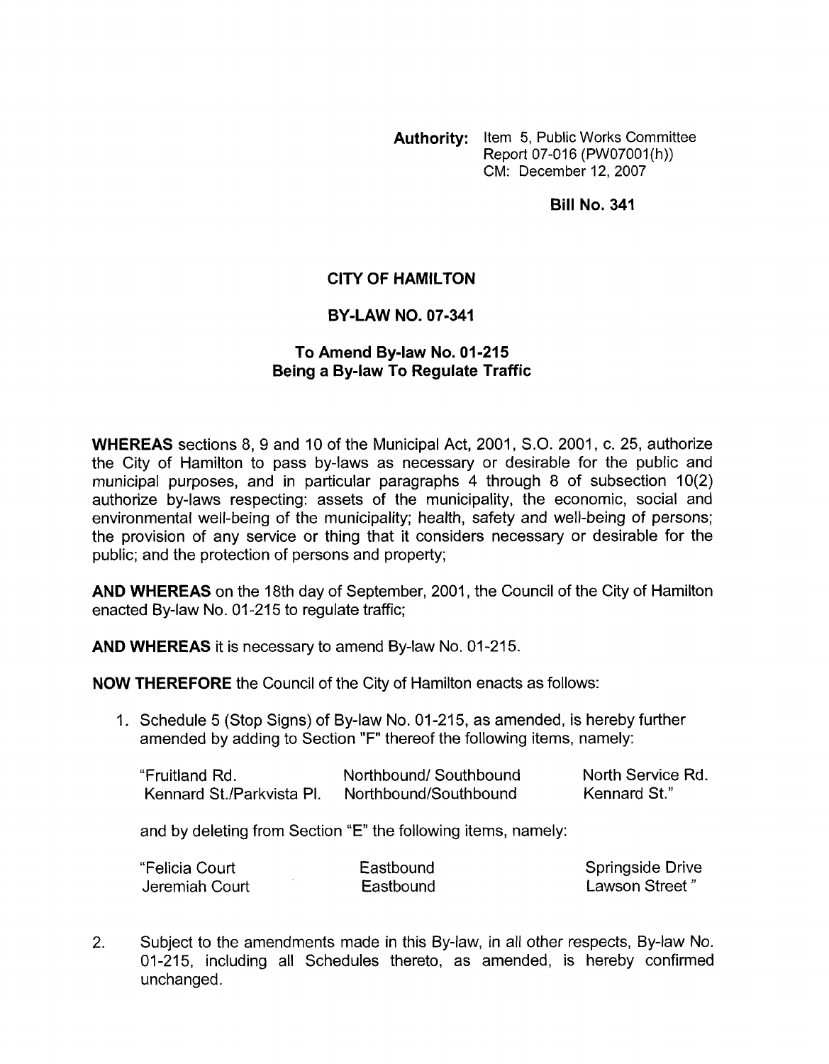**Authority:** Item 5, Public Works Committee Report 07-016 (PW07001(h)) CM: December 12, 2007

**Bill No. 341**

## CITY OF HAMILTON

## BY-LAW NO. 07-341

### To Amend By-law No. 01-215 Being a By-law To Regulate Traffic

**WHEREAS** sections 8, 9 and 10 of the Municipal Act, 2001, S.O. 2001, c. 25, authorize the City of Hamilton to pass by-laws as necessary or desirable for the public and municipal purposes, and in particular paragraphs 4 through 8 of subsection 10(2) authorize by-laws respecting: assets of the municipality, the economic, social and environmental well-being of the municipality; health, safety and well-being of persons; the provision of any service or thing that it considers necessary or desirable for the public; and the protection of persons and property;

**AND WHEREAS** on the 18th day of September, 2001, the Council of the City of Hamilton enacted By-law No. 01-215 to regulate traffic;

**AND WHEREAS** it is necessary to amend By-law No. 01-215.

**NOW THEREFORE** the Council of the City of Hamilton enacts as follows:

1. Schedule 5 (Stop Signs) of By-law No. 01-215, as amended, is hereby further amended by adding to Section "F" thereof the following items, namely:

| | | |
|---|---|---|
| "Fruitland Rd. | Northbound/ Southbound | North Service Rd. |
| Kennard St./Parkvista Pl. | Northbound/Southbound | Kennard St." |

   and by deleting from Section "E" the following items, namely:

| | | |
|---|---|---|
| "Felicia Court | Eastbound | Springside Drive |
| Jeremiah Court | Eastbound | Lawson Street " |

2. Subject to the amendments made in this By-law, in all other respects, By-law No. 01-215, including all Schedules thereto, as amended, is hereby confirmed unchanged.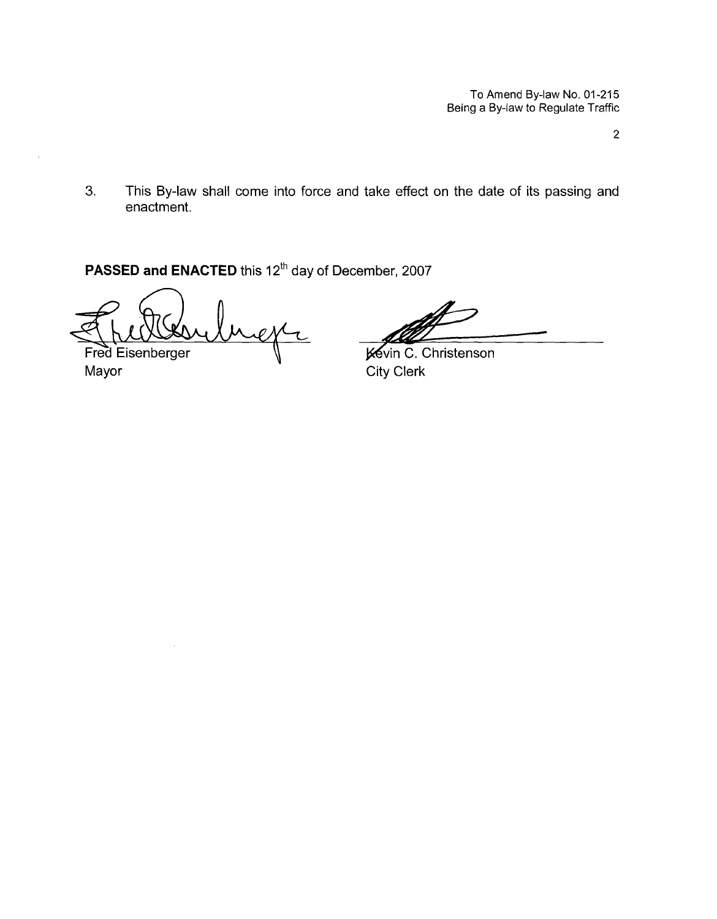3. This By-law shall come into force and take effect on the date of its passing and enactment.

**PASSED and ENACTED** this 12th day of December, 2007

Fred Eisenberger
Mayor

Kevin C. Christenson
City Clerk